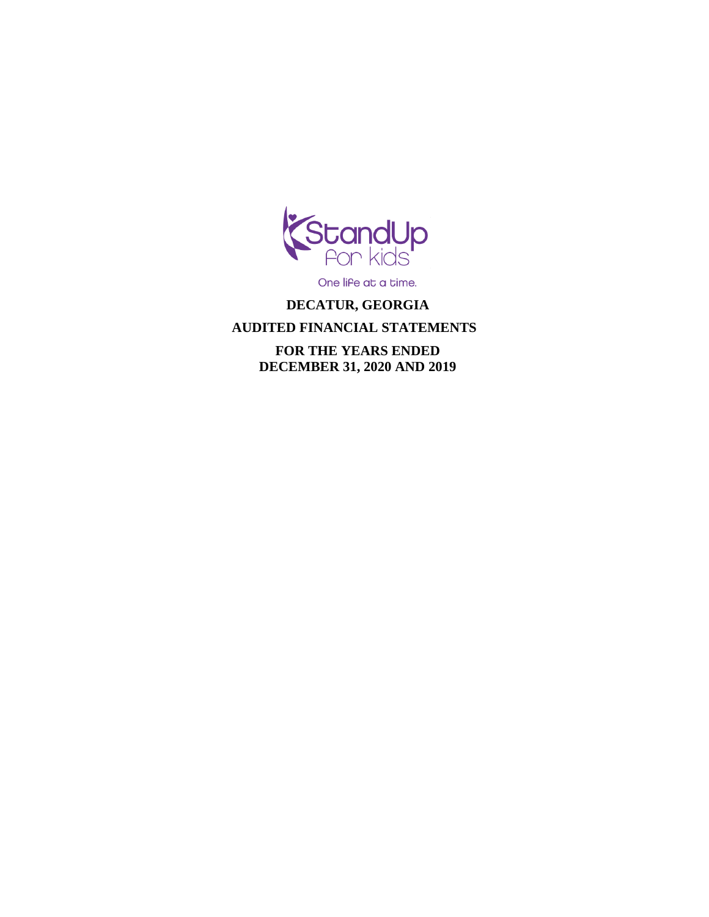StandUp for kids

One life at a time.

**DECATUR, GEORGIA**

**AUDITED FINANCIAL STATEMENTS**

**FOR THE YEARS ENDED**
**DECEMBER 31, 2020 AND 2019**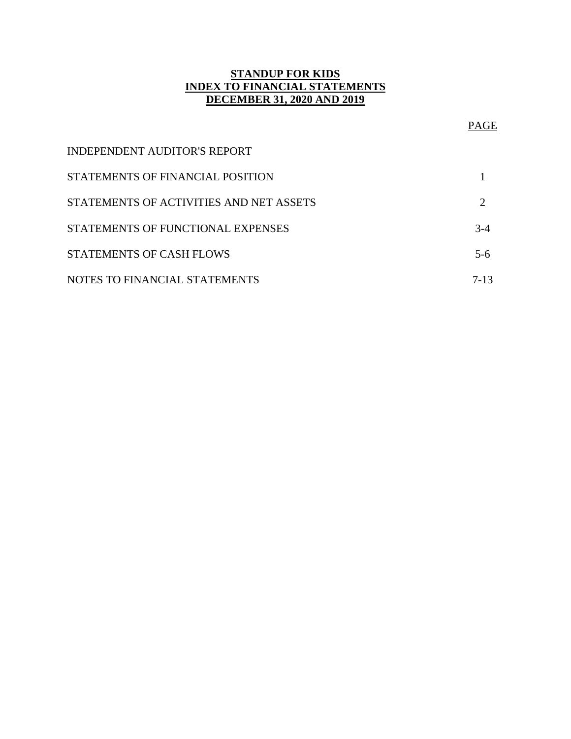# STANDUP FOR KIDS
# INDEX TO FINANCIAL STATEMENTS
# DECEMBER 31, 2020 AND 2019

| | PAGE |
|---|---|
| INDEPENDENT AUDITOR'S REPORT | |
| STATEMENTS OF FINANCIAL POSITION | 1 |
| STATEMENTS OF ACTIVITIES AND NET ASSETS | 2 |
| STATEMENTS OF FUNCTIONAL EXPENSES | 3-4 |
| STATEMENTS OF CASH FLOWS | 5-6 |
| NOTES TO FINANCIAL STATEMENTS | 7-13 |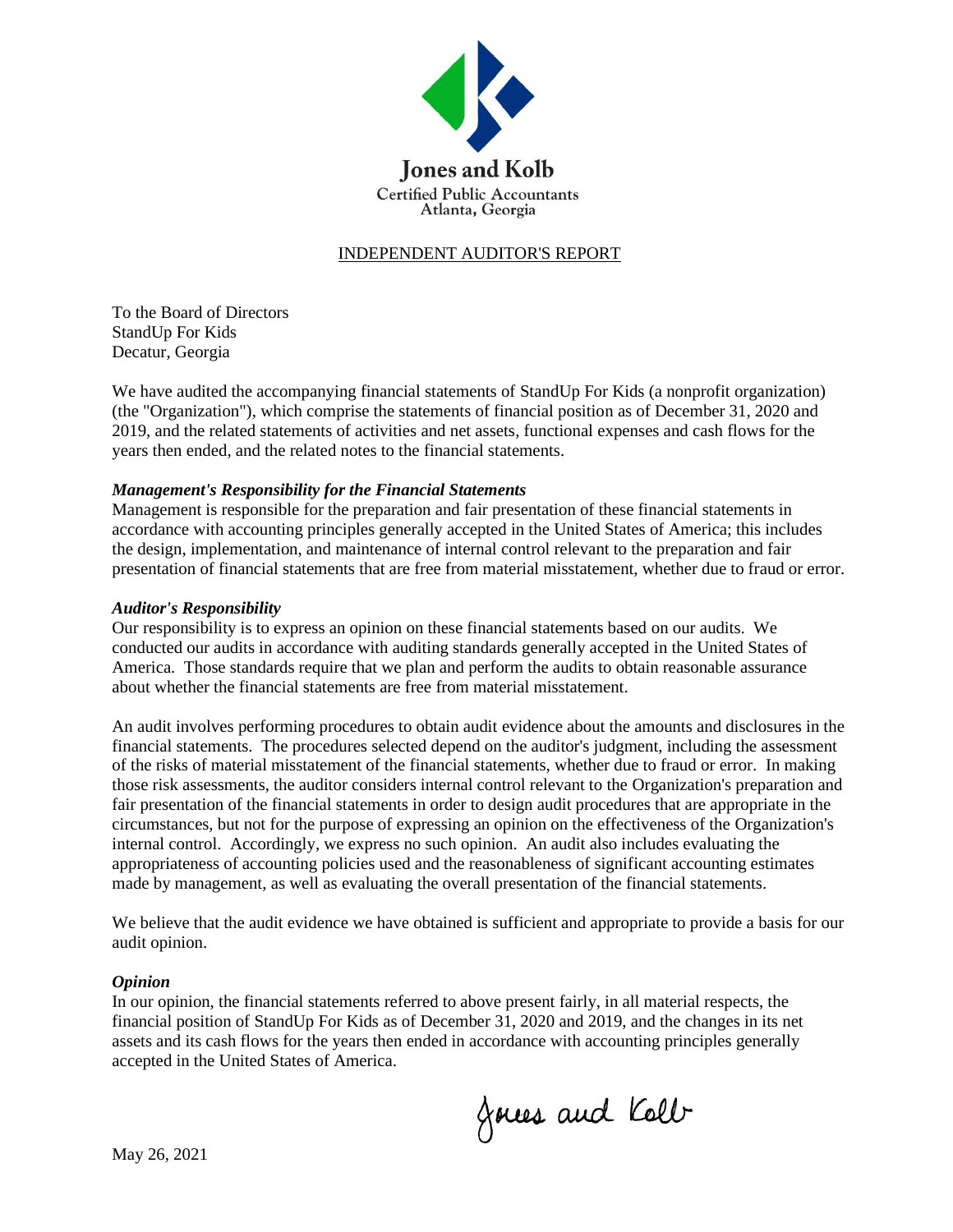**Jones and Kolb**
Certified Public Accountants
Atlanta, Georgia

## INDEPENDENT AUDITOR'S REPORT

To the Board of Directors
StandUp For Kids
Decatur, Georgia

We have audited the accompanying financial statements of StandUp For Kids (a nonprofit organization) (the "Organization"), which comprise the statements of financial position as of December 31, 2020 and 2019, and the related statements of activities and net assets, functional expenses and cash flows for the years then ended, and the related notes to the financial statements.

***Management's Responsibility for the Financial Statements***
Management is responsible for the preparation and fair presentation of these financial statements in accordance with accounting principles generally accepted in the United States of America; this includes the design, implementation, and maintenance of internal control relevant to the preparation and fair presentation of financial statements that are free from material misstatement, whether due to fraud or error.

***Auditor's Responsibility***
Our responsibility is to express an opinion on these financial statements based on our audits. We conducted our audits in accordance with auditing standards generally accepted in the United States of America. Those standards require that we plan and perform the audits to obtain reasonable assurance about whether the financial statements are free from material misstatement.

An audit involves performing procedures to obtain audit evidence about the amounts and disclosures in the financial statements. The procedures selected depend on the auditor's judgment, including the assessment of the risks of material misstatement of the financial statements, whether due to fraud or error. In making those risk assessments, the auditor considers internal control relevant to the Organization's preparation and fair presentation of the financial statements in order to design audit procedures that are appropriate in the circumstances, but not for the purpose of expressing an opinion on the effectiveness of the Organization's internal control. Accordingly, we express no such opinion. An audit also includes evaluating the appropriateness of accounting policies used and the reasonableness of significant accounting estimates made by management, as well as evaluating the overall presentation of the financial statements.

We believe that the audit evidence we have obtained is sufficient and appropriate to provide a basis for our audit opinion.

***Opinion***
In our opinion, the financial statements referred to above present fairly, in all material respects, the financial position of StandUp For Kids as of December 31, 2020 and 2019, and the changes in its net assets and its cash flows for the years then ended in accordance with accounting principles generally accepted in the United States of America.

Jones and Kolb

May 26, 2021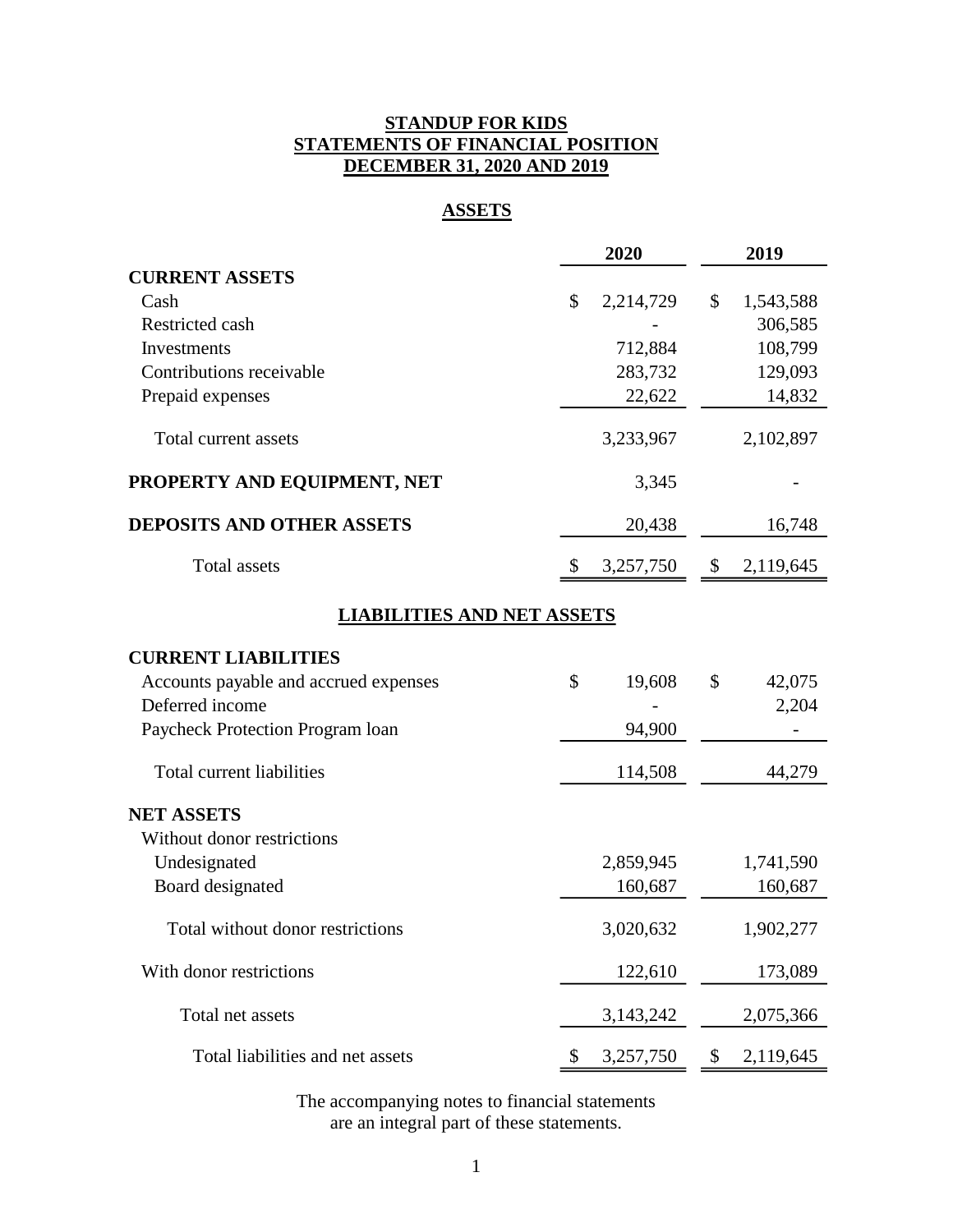# STANDUP FOR KIDS
## STATEMENTS OF FINANCIAL POSITION
## DECEMBER 31, 2020 AND 2019

### ASSETS

| | 2020 | 2019 |
|---|---|---|
| **CURRENT ASSETS** | | |
| Cash | $ 2,214,729 | $ 1,543,588 |
| Restricted cash | - | 306,585 |
| Investments | 712,884 | 108,799 |
| Contributions receivable | 283,732 | 129,093 |
| Prepaid expenses | 22,622 | 14,832 |
| Total current assets | 3,233,967 | 2,102,897 |
| **PROPERTY AND EQUIPMENT, NET** | 3,345 | - |
| **DEPOSITS AND OTHER ASSETS** | 20,438 | 16,748 |
| Total assets | $ 3,257,750 | $ 2,119,645 |

### LIABILITIES AND NET ASSETS

| | 2020 | 2019 |
|---|---|---|
| **CURRENT LIABILITIES** | | |
| Accounts payable and accrued expenses | $ 19,608 | $ 42,075 |
| Deferred income | - | 2,204 |
| Paycheck Protection Program loan | 94,900 | - |
| Total current liabilities | 114,508 | 44,279 |
| **NET ASSETS** | | |
| Without donor restrictions | | |
| Undesignated | 2,859,945 | 1,741,590 |
| Board designated | 160,687 | 160,687 |
| Total without donor restrictions | 3,020,632 | 1,902,277 |
| With donor restrictions | 122,610 | 173,089 |
| Total net assets | 3,143,242 | 2,075,366 |
| Total liabilities and net assets | $ 3,257,750 | $ 2,119,645 |

The accompanying notes to financial statements are an integral part of these statements.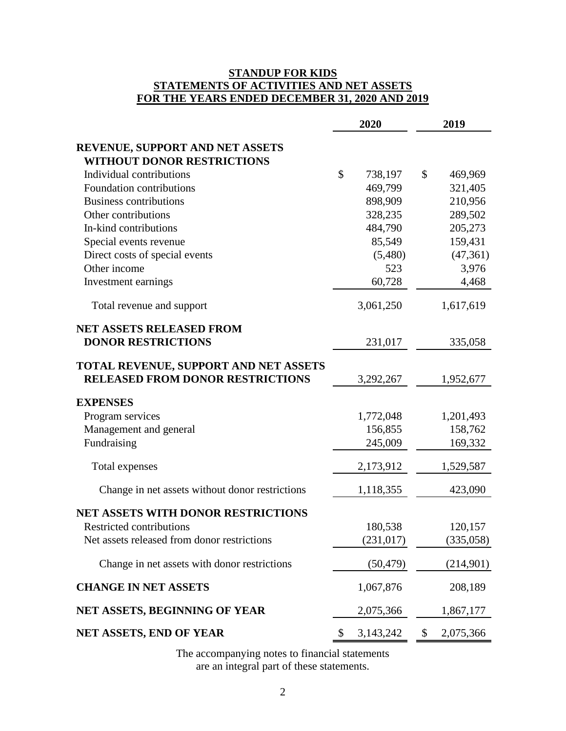# STANDUP FOR KIDS
## STATEMENTS OF ACTIVITIES AND NET ASSETS
## FOR THE YEARS ENDED DECEMBER 31, 2020 AND 2019

| | 2020 | 2019 |
|---|---|---|
| **REVENUE, SUPPORT AND NET ASSETS WITHOUT DONOR RESTRICTIONS** | | |
| Individual contributions | $ 738,197 | $ 469,969 |
| Foundation contributions | 469,799 | 321,405 |
| Business contributions | 898,909 | 210,956 |
| Other contributions | 328,235 | 289,502 |
| In-kind contributions | 484,790 | 205,273 |
| Special events revenue | 85,549 | 159,431 |
| Direct costs of special events | (5,480) | (47,361) |
| Other income | 523 | 3,976 |
| Investment earnings | 60,728 | 4,468 |
| Total revenue and support | 3,061,250 | 1,617,619 |
| **NET ASSETS RELEASED FROM DONOR RESTRICTIONS** | 231,017 | 335,058 |
| **TOTAL REVENUE, SUPPORT AND NET ASSETS RELEASED FROM DONOR RESTRICTIONS** | 3,292,267 | 1,952,677 |
| **EXPENSES** | | |
| Program services | 1,772,048 | 1,201,493 |
| Management and general | 156,855 | 158,762 |
| Fundraising | 245,009 | 169,332 |
| Total expenses | 2,173,912 | 1,529,587 |
| Change in net assets without donor restrictions | 1,118,355 | 423,090 |
| **NET ASSETS WITH DONOR RESTRICTIONS** | | |
| Restricted contributions | 180,538 | 120,157 |
| Net assets released from donor restrictions | (231,017) | (335,058) |
| Change in net assets with donor restrictions | (50,479) | (214,901) |
| **CHANGE IN NET ASSETS** | 1,067,876 | 208,189 |
| **NET ASSETS, BEGINNING OF YEAR** | 2,075,366 | 1,867,177 |
| **NET ASSETS, END OF YEAR** | $ 3,143,242 | $ 2,075,366 |

The accompanying notes to financial statements are an integral part of these statements.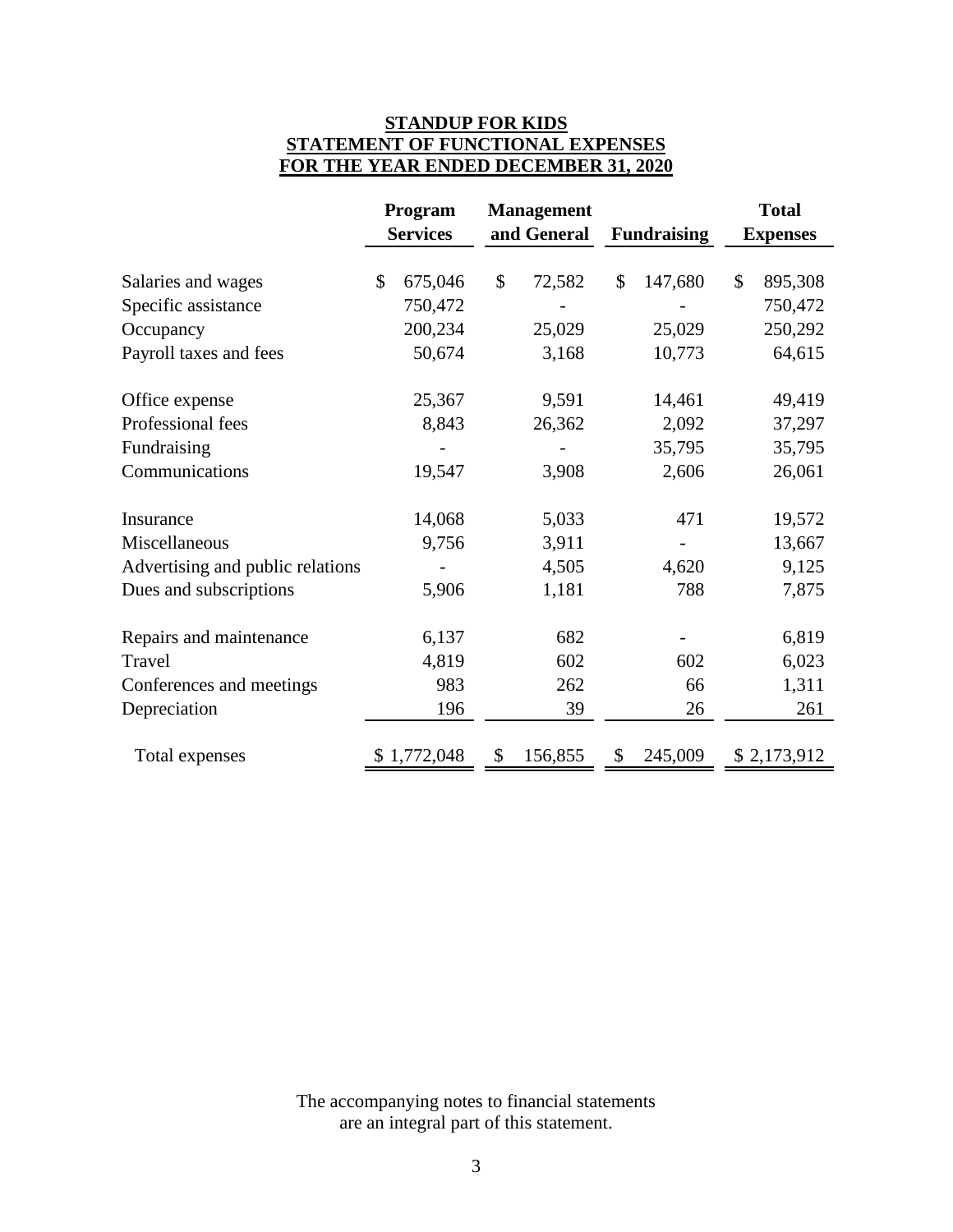**STANDUP FOR KIDS**
**STATEMENT OF FUNCTIONAL EXPENSES**
**FOR THE YEAR ENDED DECEMBER 31, 2020**

| | Program Services | Management and General | Fundraising | Total Expenses |
|---|---|---|---|---|
| Salaries and wages | $ 675,046 | $ 72,582 | $ 147,680 | $ 895,308 |
| Specific assistance | 750,472 | - | - | 750,472 |
| Occupancy | 200,234 | 25,029 | 25,029 | 250,292 |
| Payroll taxes and fees | 50,674 | 3,168 | 10,773 | 64,615 |
| Office expense | 25,367 | 9,591 | 14,461 | 49,419 |
| Professional fees | 8,843 | 26,362 | 2,092 | 37,297 |
| Fundraising | - | - | 35,795 | 35,795 |
| Communications | 19,547 | 3,908 | 2,606 | 26,061 |
| Insurance | 14,068 | 5,033 | 471 | 19,572 |
| Miscellaneous | 9,756 | 3,911 | - | 13,667 |
| Advertising and public relations | - | 4,505 | 4,620 | 9,125 |
| Dues and subscriptions | 5,906 | 1,181 | 788 | 7,875 |
| Repairs and maintenance | 6,137 | 682 | - | 6,819 |
| Travel | 4,819 | 602 | 602 | 6,023 |
| Conferences and meetings | 983 | 262 | 66 | 1,311 |
| Depreciation | 196 | 39 | 26 | 261 |
| Total expenses | $ 1,772,048 | $ 156,855 | $ 245,009 | $ 2,173,912 |

The accompanying notes to financial statements are an integral part of this statement.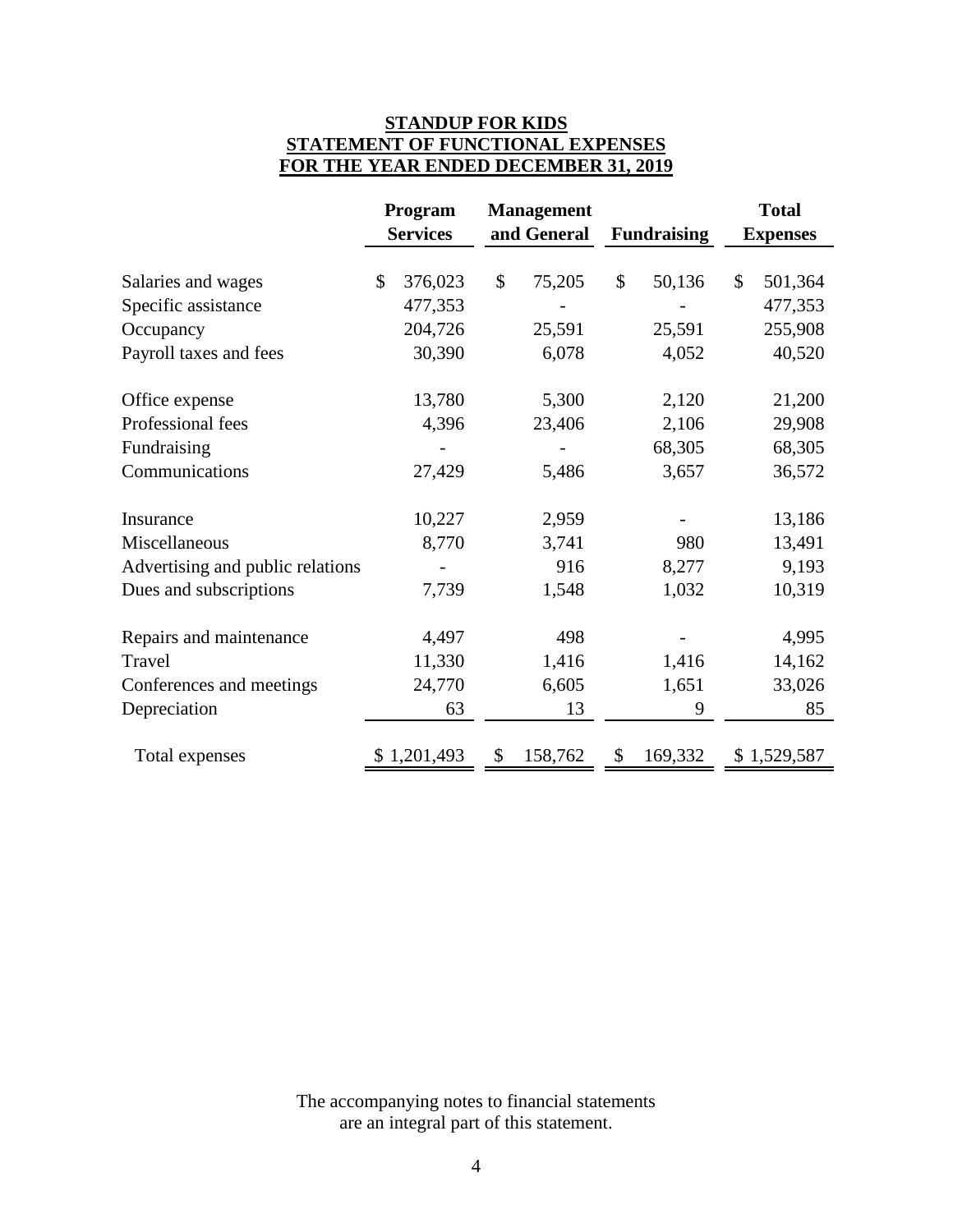**STANDUP FOR KIDS**
**STATEMENT OF FUNCTIONAL EXPENSES**
**FOR THE YEAR ENDED DECEMBER 31, 2019**

| | Program Services | Management and General | Fundraising | Total Expenses |
|---|---|---|---|---|
| Salaries and wages | $ 376,023 | $ 75,205 | $ 50,136 | $ 501,364 |
| Specific assistance | 477,353 | - | - | 477,353 |
| Occupancy | 204,726 | 25,591 | 25,591 | 255,908 |
| Payroll taxes and fees | 30,390 | 6,078 | 4,052 | 40,520 |
| Office expense | 13,780 | 5,300 | 2,120 | 21,200 |
| Professional fees | 4,396 | 23,406 | 2,106 | 29,908 |
| Fundraising | - | - | 68,305 | 68,305 |
| Communications | 27,429 | 5,486 | 3,657 | 36,572 |
| Insurance | 10,227 | 2,959 | - | 13,186 |
| Miscellaneous | 8,770 | 3,741 | 980 | 13,491 |
| Advertising and public relations | - | 916 | 8,277 | 9,193 |
| Dues and subscriptions | 7,739 | 1,548 | 1,032 | 10,319 |
| Repairs and maintenance | 4,497 | 498 | - | 4,995 |
| Travel | 11,330 | 1,416 | 1,416 | 14,162 |
| Conferences and meetings | 24,770 | 6,605 | 1,651 | 33,026 |
| Depreciation | 63 | 13 | 9 | 85 |
| Total expenses | $ 1,201,493 | $ 158,762 | $ 169,332 | $ 1,529,587 |

The accompanying notes to financial statements are an integral part of this statement.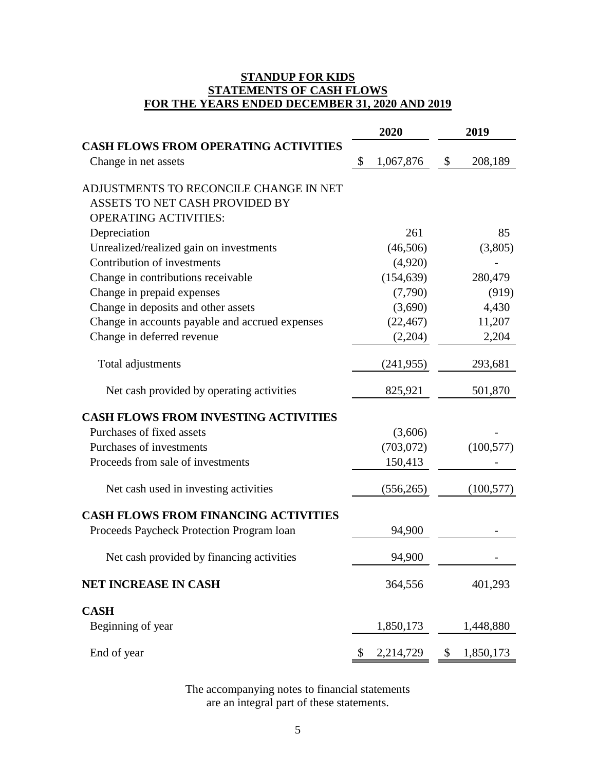# STANDUP FOR KIDS
## STATEMENTS OF CASH FLOWS
## FOR THE YEARS ENDED DECEMBER 31, 2020 AND 2019

| | 2020 | 2019 |
|---|---|---|
| **CASH FLOWS FROM OPERATING ACTIVITIES** | | |
| Change in net assets | $ 1,067,876 | $ 208,189 |
| ADJUSTMENTS TO RECONCILE CHANGE IN NET ASSETS TO NET CASH PROVIDED BY OPERATING ACTIVITIES: | | |
| Depreciation | 261 | 85 |
| Unrealized/realized gain on investments | (46,506) | (3,805) |
| Contribution of investments | (4,920) | - |
| Change in contributions receivable | (154,639) | 280,479 |
| Change in prepaid expenses | (7,790) | (919) |
| Change in deposits and other assets | (3,690) | 4,430 |
| Change in accounts payable and accrued expenses | (22,467) | 11,207 |
| Change in deferred revenue | (2,204) | 2,204 |
| Total adjustments | (241,955) | 293,681 |
| Net cash provided by operating activities | 825,921 | 501,870 |
| **CASH FLOWS FROM INVESTING ACTIVITIES** | | |
| Purchases of fixed assets | (3,606) | - |
| Purchases of investments | (703,072) | (100,577) |
| Proceeds from sale of investments | 150,413 | - |
| Net cash used in investing activities | (556,265) | (100,577) |
| **CASH FLOWS FROM FINANCING ACTIVITIES** | | |
| Proceeds Paycheck Protection Program loan | 94,900 | - |
| Net cash provided by financing activities | 94,900 | - |
| **NET INCREASE IN CASH** | 364,556 | 401,293 |
| **CASH** | | |
| Beginning of year | 1,850,173 | 1,448,880 |
| End of year | $ 2,214,729 | $ 1,850,173 |

The accompanying notes to financial statements are an integral part of these statements.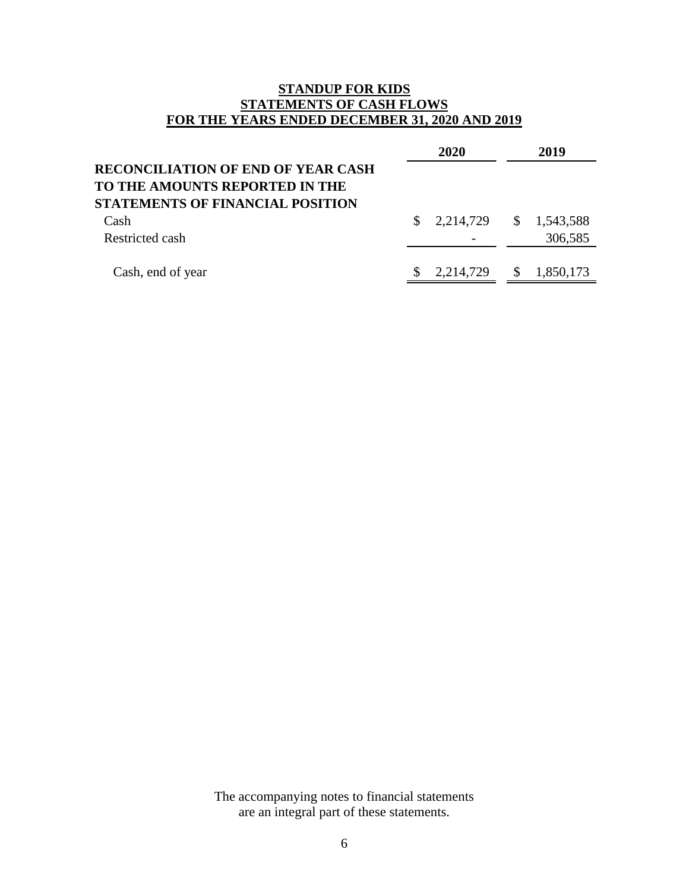# STANDUP FOR KIDS
## STATEMENTS OF CASH FLOWS
### FOR THE YEARS ENDED DECEMBER 31, 2020 AND 2019

| | 2020 | 2019 |
|---|---|---|
| **RECONCILIATION OF END OF YEAR CASH TO THE AMOUNTS REPORTED IN THE STATEMENTS OF FINANCIAL POSITION** | | |
| Cash | $ 2,214,729 | $ 1,543,588 |
| Restricted cash | - | 306,585 |
| Cash, end of year | $ 2,214,729 | $ 1,850,173 |

The accompanying notes to financial statements are an integral part of these statements.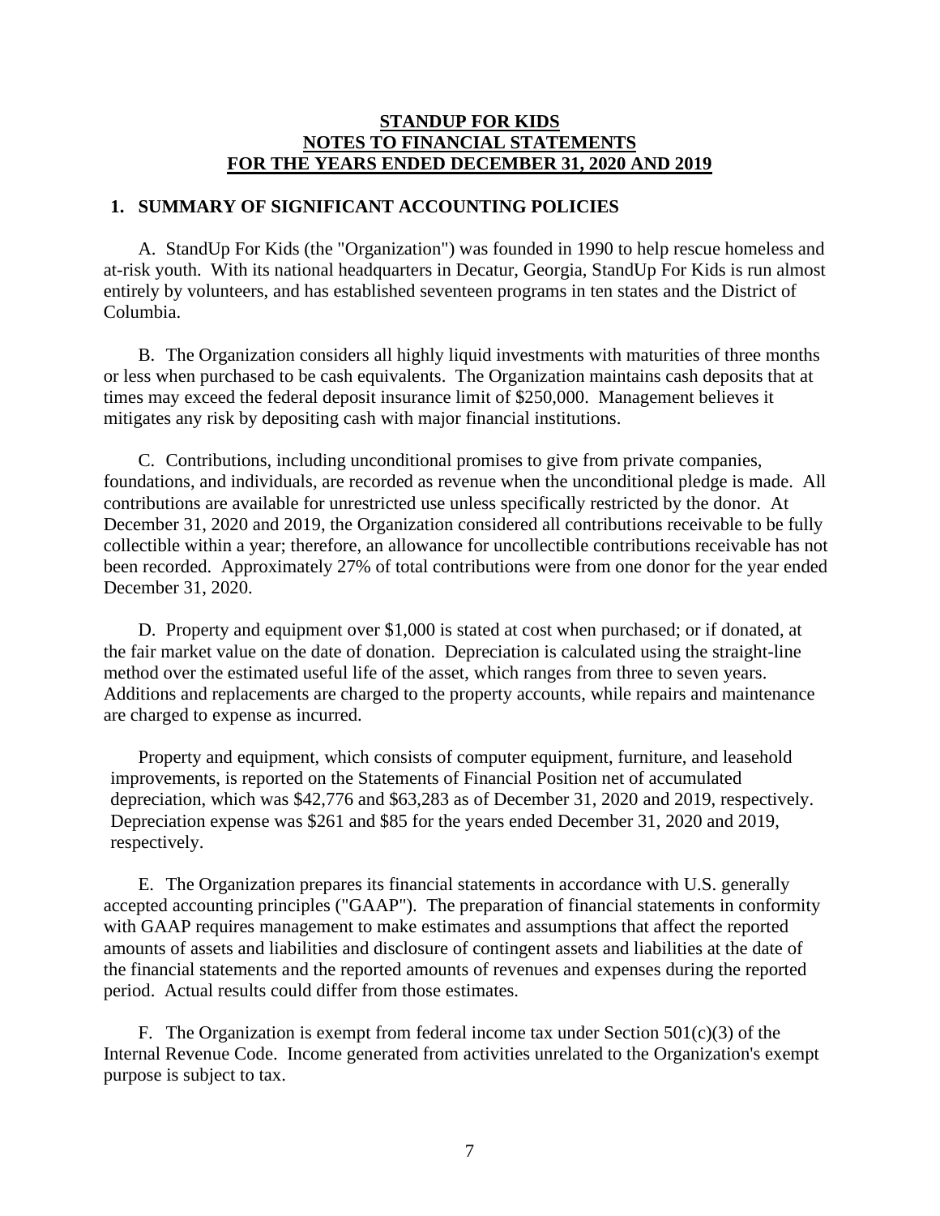# STANDUP FOR KIDS
# NOTES TO FINANCIAL STATEMENTS
# FOR THE YEARS ENDED DECEMBER 31, 2020 AND 2019

## 1. SUMMARY OF SIGNIFICANT ACCOUNTING POLICIES

A. StandUp For Kids (the "Organization") was founded in 1990 to help rescue homeless and at-risk youth. With its national headquarters in Decatur, Georgia, StandUp For Kids is run almost entirely by volunteers, and has established seventeen programs in ten states and the District of Columbia.

B. The Organization considers all highly liquid investments with maturities of three months or less when purchased to be cash equivalents. The Organization maintains cash deposits that at times may exceed the federal deposit insurance limit of $250,000. Management believes it mitigates any risk by depositing cash with major financial institutions.

C. Contributions, including unconditional promises to give from private companies, foundations, and individuals, are recorded as revenue when the unconditional pledge is made. All contributions are available for unrestricted use unless specifically restricted by the donor. At December 31, 2020 and 2019, the Organization considered all contributions receivable to be fully collectible within a year; therefore, an allowance for uncollectible contributions receivable has not been recorded. Approximately 27% of total contributions were from one donor for the year ended December 31, 2020.

D. Property and equipment over $1,000 is stated at cost when purchased; or if donated, at the fair market value on the date of donation. Depreciation is calculated using the straight-line method over the estimated useful life of the asset, which ranges from three to seven years. Additions and replacements are charged to the property accounts, while repairs and maintenance are charged to expense as incurred.

Property and equipment, which consists of computer equipment, furniture, and leasehold improvements, is reported on the Statements of Financial Position net of accumulated depreciation, which was $42,776 and $63,283 as of December 31, 2020 and 2019, respectively. Depreciation expense was $261 and $85 for the years ended December 31, 2020 and 2019, respectively.

E. The Organization prepares its financial statements in accordance with U.S. generally accepted accounting principles ("GAAP"). The preparation of financial statements in conformity with GAAP requires management to make estimates and assumptions that affect the reported amounts of assets and liabilities and disclosure of contingent assets and liabilities at the date of the financial statements and the reported amounts of revenues and expenses during the reported period. Actual results could differ from those estimates.

F. The Organization is exempt from federal income tax under Section 501(c)(3) of the Internal Revenue Code. Income generated from activities unrelated to the Organization's exempt purpose is subject to tax.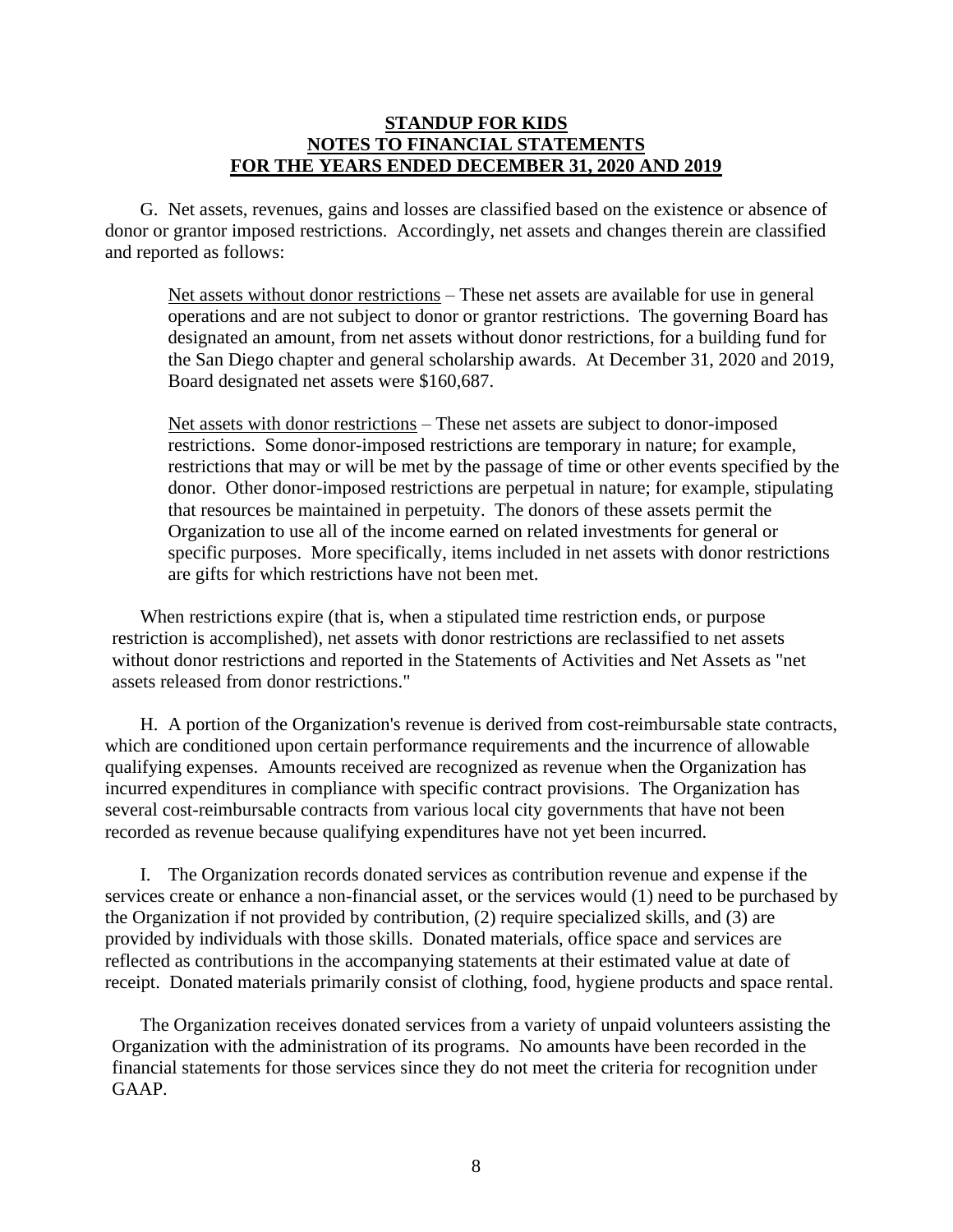**STANDUP FOR KIDS**
**NOTES TO FINANCIAL STATEMENTS**
**FOR THE YEARS ENDED DECEMBER 31, 2020 AND 2019**

G. Net assets, revenues, gains and losses are classified based on the existence or absence of donor or grantor imposed restrictions. Accordingly, net assets and changes therein are classified and reported as follows:

> Net assets without donor restrictions – These net assets are available for use in general operations and are not subject to donor or grantor restrictions. The governing Board has designated an amount, from net assets without donor restrictions, for a building fund for the San Diego chapter and general scholarship awards. At December 31, 2020 and 2019, Board designated net assets were $160,687.
>
> Net assets with donor restrictions – These net assets are subject to donor-imposed restrictions. Some donor-imposed restrictions are temporary in nature; for example, restrictions that may or will be met by the passage of time or other events specified by the donor. Other donor-imposed restrictions are perpetual in nature; for example, stipulating that resources be maintained in perpetuity. The donors of these assets permit the Organization to use all of the income earned on related investments for general or specific purposes. More specifically, items included in net assets with donor restrictions are gifts for which restrictions have not been met.

When restrictions expire (that is, when a stipulated time restriction ends, or purpose restriction is accomplished), net assets with donor restrictions are reclassified to net assets without donor restrictions and reported in the Statements of Activities and Net Assets as "net assets released from donor restrictions."

H. A portion of the Organization's revenue is derived from cost-reimbursable state contracts, which are conditioned upon certain performance requirements and the incurrence of allowable qualifying expenses. Amounts received are recognized as revenue when the Organization has incurred expenditures in compliance with specific contract provisions. The Organization has several cost-reimbursable contracts from various local city governments that have not been recorded as revenue because qualifying expenditures have not yet been incurred.

I. The Organization records donated services as contribution revenue and expense if the services create or enhance a non-financial asset, or the services would (1) need to be purchased by the Organization if not provided by contribution, (2) require specialized skills, and (3) are provided by individuals with those skills. Donated materials, office space and services are reflected as contributions in the accompanying statements at their estimated value at date of receipt. Donated materials primarily consist of clothing, food, hygiene products and space rental.

The Organization receives donated services from a variety of unpaid volunteers assisting the Organization with the administration of its programs. No amounts have been recorded in the financial statements for those services since they do not meet the criteria for recognition under GAAP.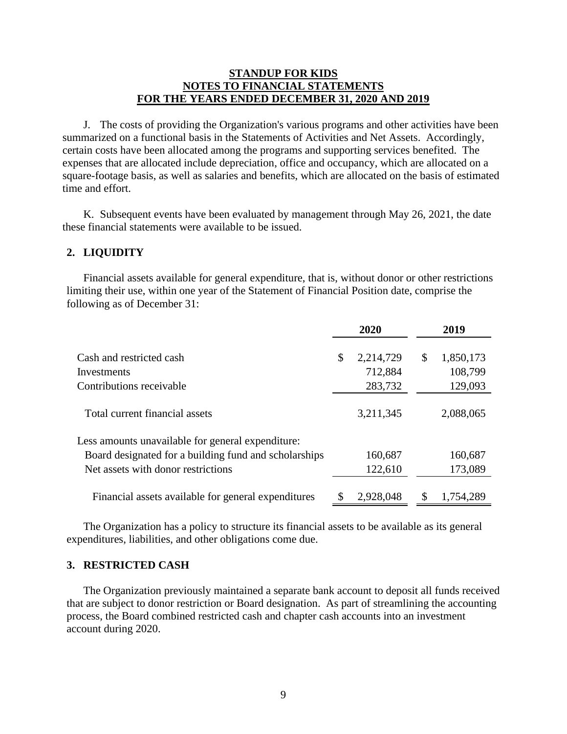**STANDUP FOR KIDS**
**NOTES TO FINANCIAL STATEMENTS**
**FOR THE YEARS ENDED DECEMBER 31, 2020 AND 2019**

J. The costs of providing the Organization's various programs and other activities have been summarized on a functional basis in the Statements of Activities and Net Assets. Accordingly, certain costs have been allocated among the programs and supporting services benefited. The expenses that are allocated include depreciation, office and occupancy, which are allocated on a square-footage basis, as well as salaries and benefits, which are allocated on the basis of estimated time and effort.

K. Subsequent events have been evaluated by management through May 26, 2021, the date these financial statements were available to be issued.

## 2. LIQUIDITY

Financial assets available for general expenditure, that is, without donor or other restrictions limiting their use, within one year of the Statement of Financial Position date, comprise the following as of December 31:

| | 2020 | 2019 |
|---|---|---|
| Cash and restricted cash | $ 2,214,729 | $ 1,850,173 |
| Investments | 712,884 | 108,799 |
| Contributions receivable | 283,732 | 129,093 |
| Total current financial assets | 3,211,345 | 2,088,065 |
| Less amounts unavailable for general expenditure: | | |
| Board designated for a building fund and scholarships | 160,687 | 160,687 |
| Net assets with donor restrictions | 122,610 | 173,089 |
| Financial assets available for general expenditures | $ 2,928,048 | $ 1,754,289 |

The Organization has a policy to structure its financial assets to be available as its general expenditures, liabilities, and other obligations come due.

## 3. RESTRICTED CASH

The Organization previously maintained a separate bank account to deposit all funds received that are subject to donor restriction or Board designation. As part of streamlining the accounting process, the Board combined restricted cash and chapter cash accounts into an investment account during 2020.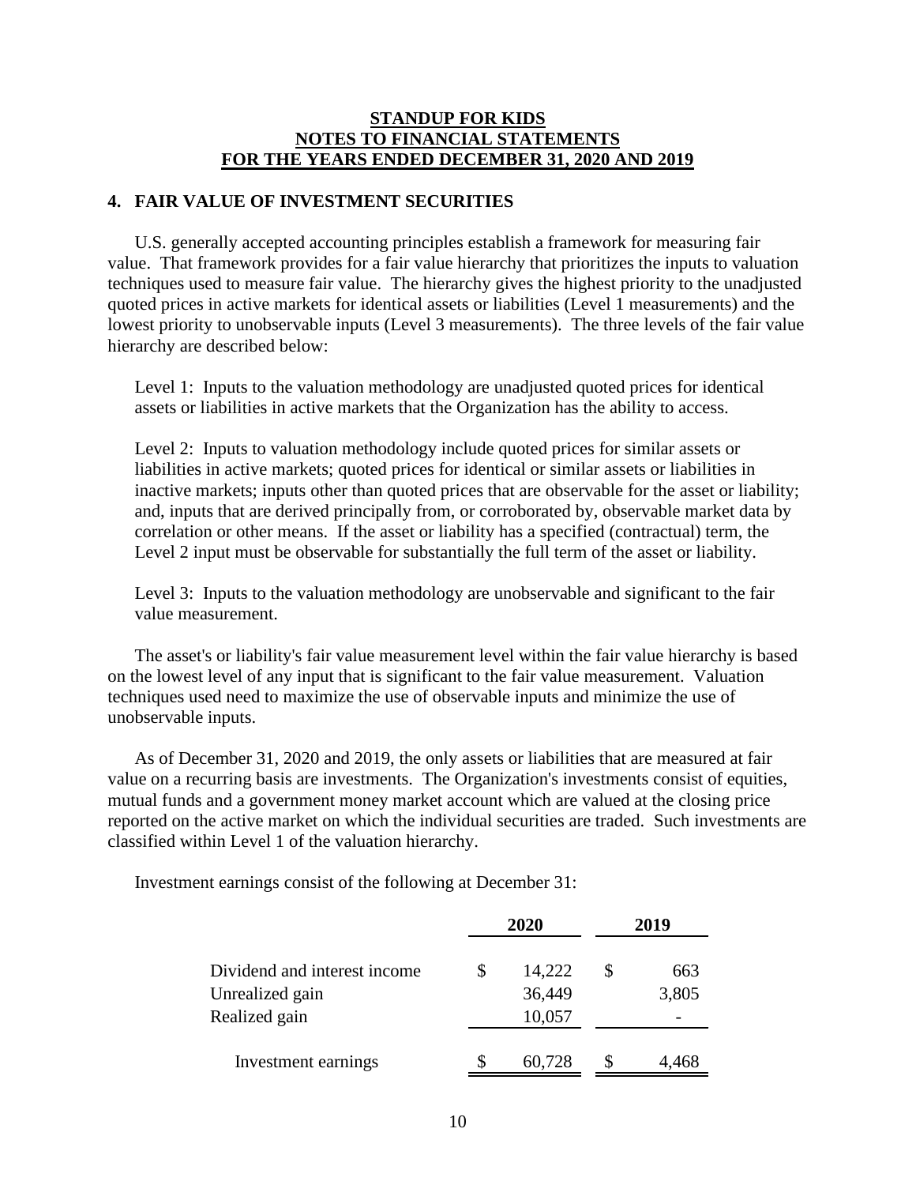**STANDUP FOR KIDS**
**NOTES TO FINANCIAL STATEMENTS**
**FOR THE YEARS ENDED DECEMBER 31, 2020 AND 2019**

## 4. FAIR VALUE OF INVESTMENT SECURITIES

U.S. generally accepted accounting principles establish a framework for measuring fair value. That framework provides for a fair value hierarchy that prioritizes the inputs to valuation techniques used to measure fair value. The hierarchy gives the highest priority to the unadjusted quoted prices in active markets for identical assets or liabilities (Level 1 measurements) and the lowest priority to unobservable inputs (Level 3 measurements). The three levels of the fair value hierarchy are described below:

Level 1: Inputs to the valuation methodology are unadjusted quoted prices for identical assets or liabilities in active markets that the Organization has the ability to access.

Level 2: Inputs to valuation methodology include quoted prices for similar assets or liabilities in active markets; quoted prices for identical or similar assets or liabilities in inactive markets; inputs other than quoted prices that are observable for the asset or liability; and, inputs that are derived principally from, or corroborated by, observable market data by correlation or other means. If the asset or liability has a specified (contractual) term, the Level 2 input must be observable for substantially the full term of the asset or liability.

Level 3: Inputs to the valuation methodology are unobservable and significant to the fair value measurement.

The asset's or liability's fair value measurement level within the fair value hierarchy is based on the lowest level of any input that is significant to the fair value measurement. Valuation techniques used need to maximize the use of observable inputs and minimize the use of unobservable inputs.

As of December 31, 2020 and 2019, the only assets or liabilities that are measured at fair value on a recurring basis are investments. The Organization's investments consist of equities, mutual funds and a government money market account which are valued at the closing price reported on the active market on which the individual securities are traded. Such investments are classified within Level 1 of the valuation hierarchy.

Investment earnings consist of the following at December 31:

| | 2020 | 2019 |
|---|---|---|
| Dividend and interest income | $ 14,222 | $ 663 |
| Unrealized gain | 36,449 | 3,805 |
| Realized gain | 10,057 | - |
| Investment earnings | $ 60,728 | $ 4,468 |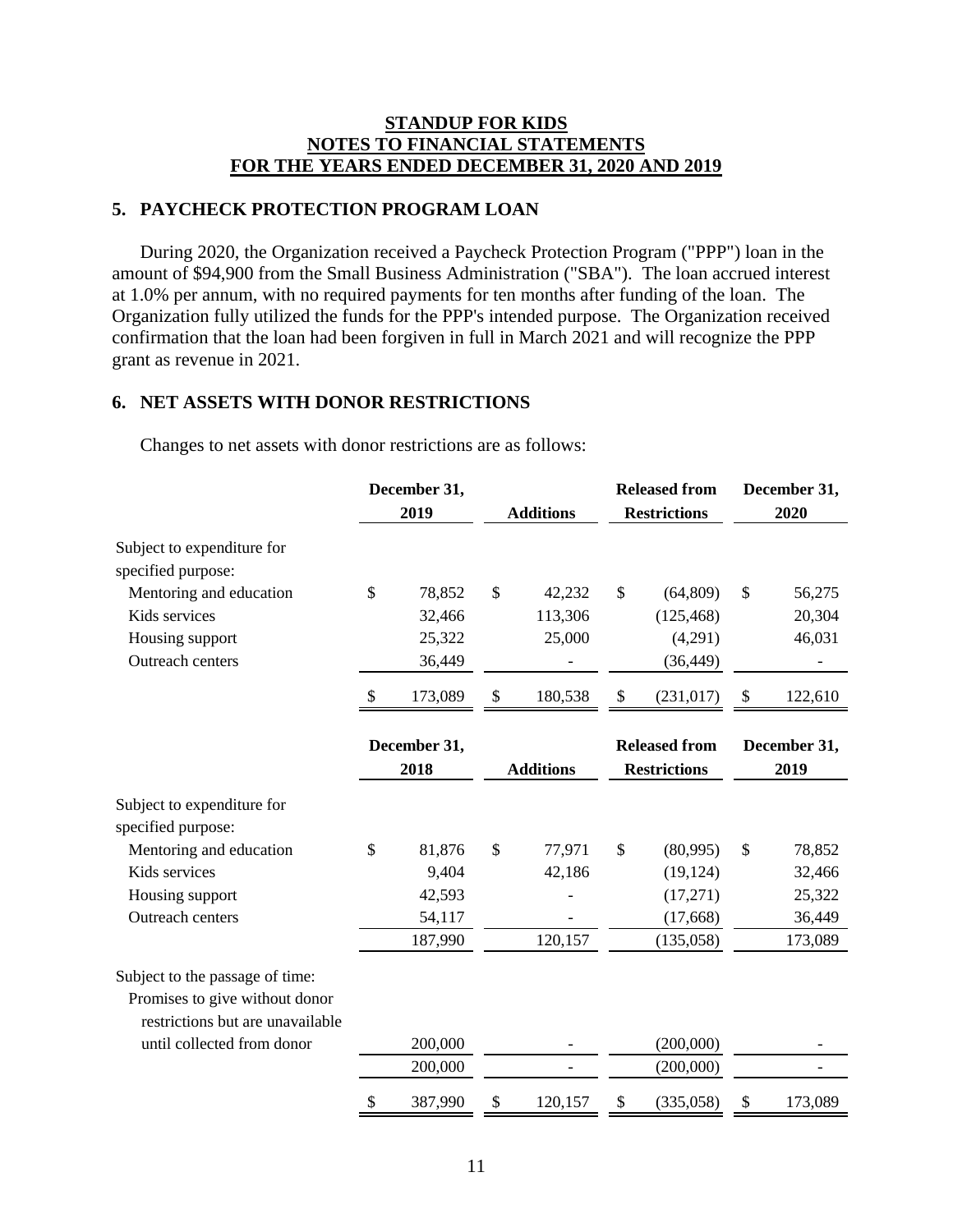**STANDUP FOR KIDS**
**NOTES TO FINANCIAL STATEMENTS**
**FOR THE YEARS ENDED DECEMBER 31, 2020 AND 2019**

## 5. PAYCHECK PROTECTION PROGRAM LOAN

During 2020, the Organization received a Paycheck Protection Program ("PPP") loan in the amount of $94,900 from the Small Business Administration ("SBA"). The loan accrued interest at 1.0% per annum, with no required payments for ten months after funding of the loan. The Organization fully utilized the funds for the PPP's intended purpose. The Organization received confirmation that the loan had been forgiven in full in March 2021 and will recognize the PPP grant as revenue in 2021.

## 6. NET ASSETS WITH DONOR RESTRICTIONS

Changes to net assets with donor restrictions are as follows:

| | December 31, 2019 | Additions | Released from Restrictions | December 31, 2020 |
|---|---|---|---|---|
| Subject to expenditure for specified purpose: | | | | |
| Mentoring and education | $ 78,852 | $ 42,232 | $ (64,809) | $ 56,275 |
| Kids services | 32,466 | 113,306 | (125,468) | 20,304 |
| Housing support | 25,322 | 25,000 | (4,291) | 46,031 |
| Outreach centers | 36,449 | - | (36,449) | - |
| | $ 173,089 | $ 180,538 | $ (231,017) | $ 122,610 |

| | December 31, 2018 | Additions | Released from Restrictions | December 31, 2019 |
|---|---|---|---|---|
| Subject to expenditure for specified purpose: | | | | |
| Mentoring and education | $ 81,876 | $ 77,971 | $ (80,995) | $ 78,852 |
| Kids services | 9,404 | 42,186 | (19,124) | 32,466 |
| Housing support | 42,593 | - | (17,271) | 25,322 |
| Outreach centers | 54,117 | - | (17,668) | 36,449 |
| | 187,990 | 120,157 | (135,058) | 173,089 |
| Subject to the passage of time: | | | | |
| Promises to give without donor restrictions but are unavailable until collected from donor | 200,000 | - | (200,000) | - |
| | 200,000 | - | (200,000) | - |
| | $ 387,990 | $ 120,157 | $ (335,058) | $ 173,089 |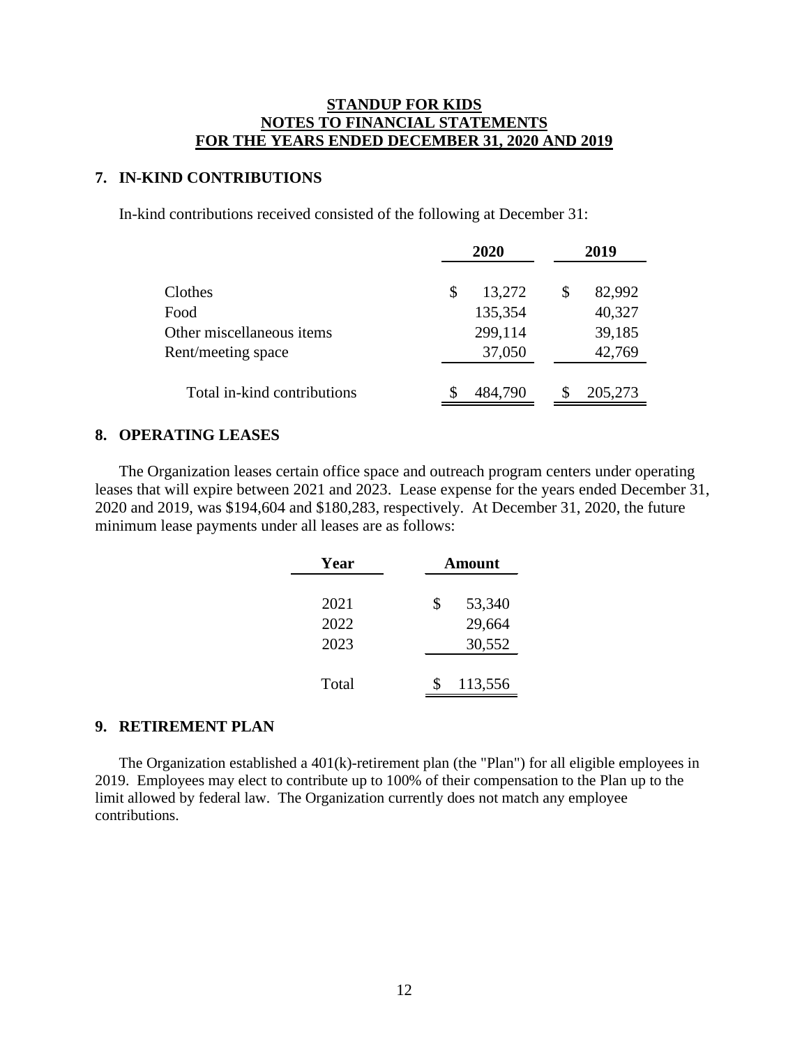# STANDUP FOR KIDS
## NOTES TO FINANCIAL STATEMENTS
## FOR THE YEARS ENDED DECEMBER 31, 2020 AND 2019

### 7. IN-KIND CONTRIBUTIONS

In-kind contributions received consisted of the following at December 31:

| | 2020 | 2019 |
|---|---|---|
| Clothes | $ 13,272 | $ 82,992 |
| Food | 135,354 | 40,327 |
| Other miscellaneous items | 299,114 | 39,185 |
| Rent/meeting space | 37,050 | 42,769 |
| Total in-kind contributions | $ 484,790 | $ 205,273 |

### 8. OPERATING LEASES

The Organization leases certain office space and outreach program centers under operating leases that will expire between 2021 and 2023. Lease expense for the years ended December 31, 2020 and 2019, was $194,604 and $180,283, respectively. At December 31, 2020, the future minimum lease payments under all leases are as follows:

| Year | Amount |
|---|---|
| 2021 | $ 53,340 |
| 2022 | 29,664 |
| 2023 | 30,552 |
| Total | $ 113,556 |

### 9. RETIREMENT PLAN

The Organization established a 401(k)-retirement plan (the "Plan") for all eligible employees in 2019. Employees may elect to contribute up to 100% of their compensation to the Plan up to the limit allowed by federal law. The Organization currently does not match any employee contributions.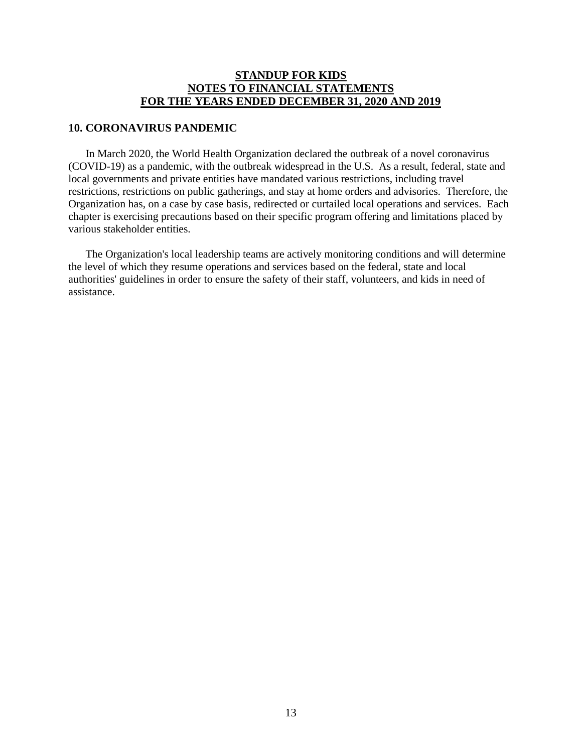**STANDUP FOR KIDS**
**NOTES TO FINANCIAL STATEMENTS**
**FOR THE YEARS ENDED DECEMBER 31, 2020 AND 2019**

## 10. CORONAVIRUS PANDEMIC

In March 2020, the World Health Organization declared the outbreak of a novel coronavirus (COVID-19) as a pandemic, with the outbreak widespread in the U.S. As a result, federal, state and local governments and private entities have mandated various restrictions, including travel restrictions, restrictions on public gatherings, and stay at home orders and advisories. Therefore, the Organization has, on a case by case basis, redirected or curtailed local operations and services. Each chapter is exercising precautions based on their specific program offering and limitations placed by various stakeholder entities.

The Organization's local leadership teams are actively monitoring conditions and will determine the level of which they resume operations and services based on the federal, state and local authorities' guidelines in order to ensure the safety of their staff, volunteers, and kids in need of assistance.